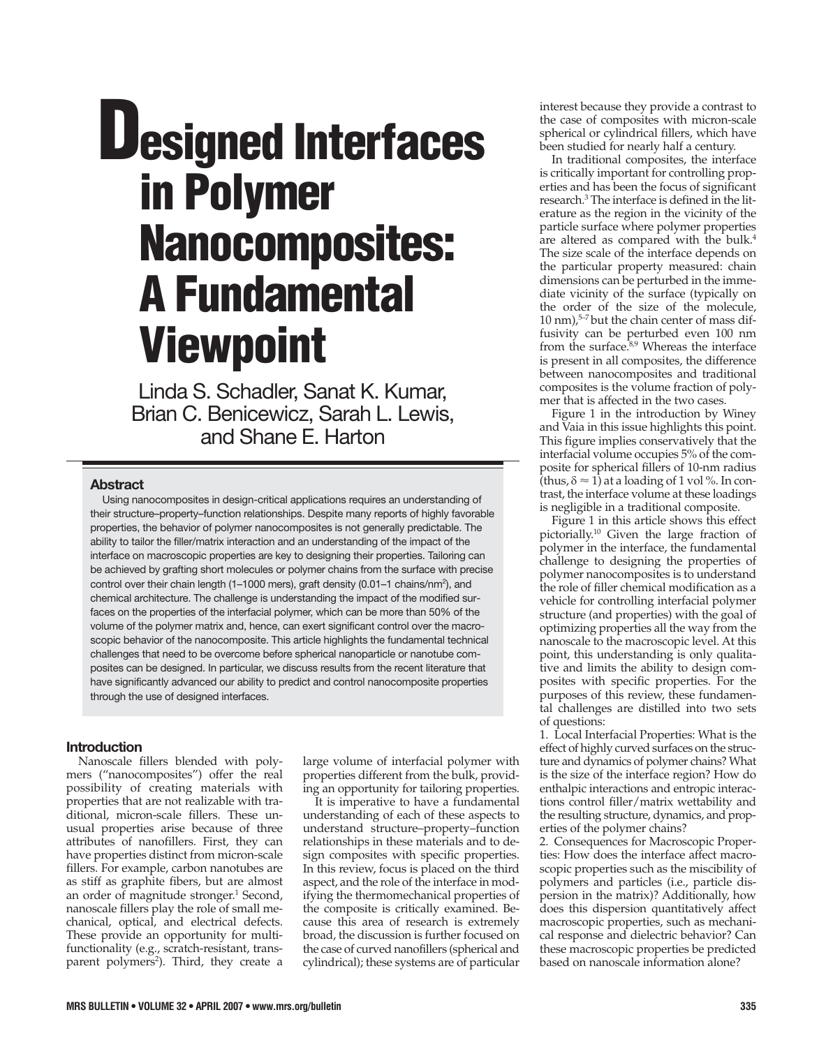# Designed Interfaces in Polymer Nanocomposites: A Fundamental Viewpoint

Linda S. Schadler, Sanat K. Kumar, Brian C. Benicewicz, Sarah L. Lewis, and Shane E. Harton

## Abstract

Using nanocomposites in design-critical applications requires an understanding of their structure–property–function relationships. Despite many reports of highly favorable properties, the behavior of polymer nanocomposites is not generally predictable. The ability to tailor the filler/matrix interaction and an understanding of the impact of the interface on macroscopic properties are key to designing their properties. Tailoring can be achieved by grafting short molecules or polymer chains from the surface with precise control over their chain length (1–1000 mers), graft density (0.01–1 chains/nm$^2$), and chemical architecture. The challenge is understanding the impact of the modified surfaces on the properties of the interfacial polymer, which can be more than 50% of the volume of the polymer matrix and, hence, can exert significant control over the macroscopic behavior of the nanocomposite. This article highlights the fundamental technical challenges that need to be overcome before spherical nanoparticle or nanotube composites can be designed. In particular, we discuss results from the recent literature that have significantly advanced our ability to predict and control nanocomposite properties through the use of designed interfaces.

## Introduction

Nanoscale fillers blended with polymers ("nanocomposites") offer the real possibility of creating materials with properties that are not realizable with traditional, micron-scale fillers. These unusual properties arise because of three attributes of nanofillers. First, they can have properties distinct from micron-scale fillers. For example, carbon nanotubes are as stiff as graphite fibers, but are almost an order of magnitude stronger.[1] Second, nanoscale fillers play the role of small mechanical, optical, and electrical defects. These provide an opportunity for multifunctionality (e.g., scratch-resistant, transparent polymers[2]). Third, they create a large volume of interfacial polymer with properties different from the bulk, providing an opportunity for tailoring properties.

It is imperative to have a fundamental understanding of each of these aspects to understand structure–property–function relationships in these materials and to design composites with specific properties. In this review, focus is placed on the third aspect, and the role of the interface in modifying the thermomechanical properties of the composite is critically examined. Because this area of research is extremely broad, the discussion is further focused on the case of curved nanofillers (spherical and cylindrical); these systems are of particular interest because they provide a contrast to the case of composites with micron-scale spherical or cylindrical fillers, which have been studied for nearly half a century.

In traditional composites, the interface is critically important for controlling properties and has been the focus of significant research.[3] The interface is defined in the literature as the region in the vicinity of the particle surface where polymer properties are altered as compared with the bulk.[4] The size scale of the interface depends on the particular property measured: chain dimensions can be perturbed in the immediate vicinity of the surface (typically on the order of the size of the molecule, 10 nm),[5–7] but the chain center of mass diffusivity can be perturbed even 100 nm from the surface.[8,9] Whereas the interface is present in all composites, the difference between nanocomposites and traditional composites is the volume fraction of polymer that is affected in the two cases.

Figure 1 in the introduction by Winey and Vaia in this issue highlights this point. This figure implies conservatively that the interfacial volume occupies 5% of the composite for spherical fillers of 10-nm radius (thus, $\delta \approx 1$) at a loading of 1 vol %. In contrast, the interface volume at these loadings is negligible in a traditional composite.

Figure 1 in this article shows this effect pictorially.[10] Given the large fraction of polymer in the interface, the fundamental challenge to designing the properties of polymer nanocomposites is to understand the role of filler chemical modification as a vehicle for controlling interfacial polymer structure (and properties) with the goal of optimizing properties all the way from the nanoscale to the macroscopic level. At this point, this understanding is only qualitative and limits the ability to design composites with specific properties. For the purposes of this review, these fundamental challenges are distilled into two sets of questions:

1. Local Interfacial Properties: What is the effect of highly curved surfaces on the structure and dynamics of polymer chains? What is the size of the interface region? How do enthalpic interactions and entropic interactions control filler/matrix wettability and the resulting structure, dynamics, and properties of the polymer chains?
2. Consequences for Macroscopic Properties: How does the interface affect macroscopic properties such as the miscibility of polymers and particles (i.e., particle dispersion in the matrix)? Additionally, how does this dispersion quantitatively affect macroscopic properties, such as mechanical response and dielectric behavior? Can these macroscopic properties be predicted based on nanoscale information alone?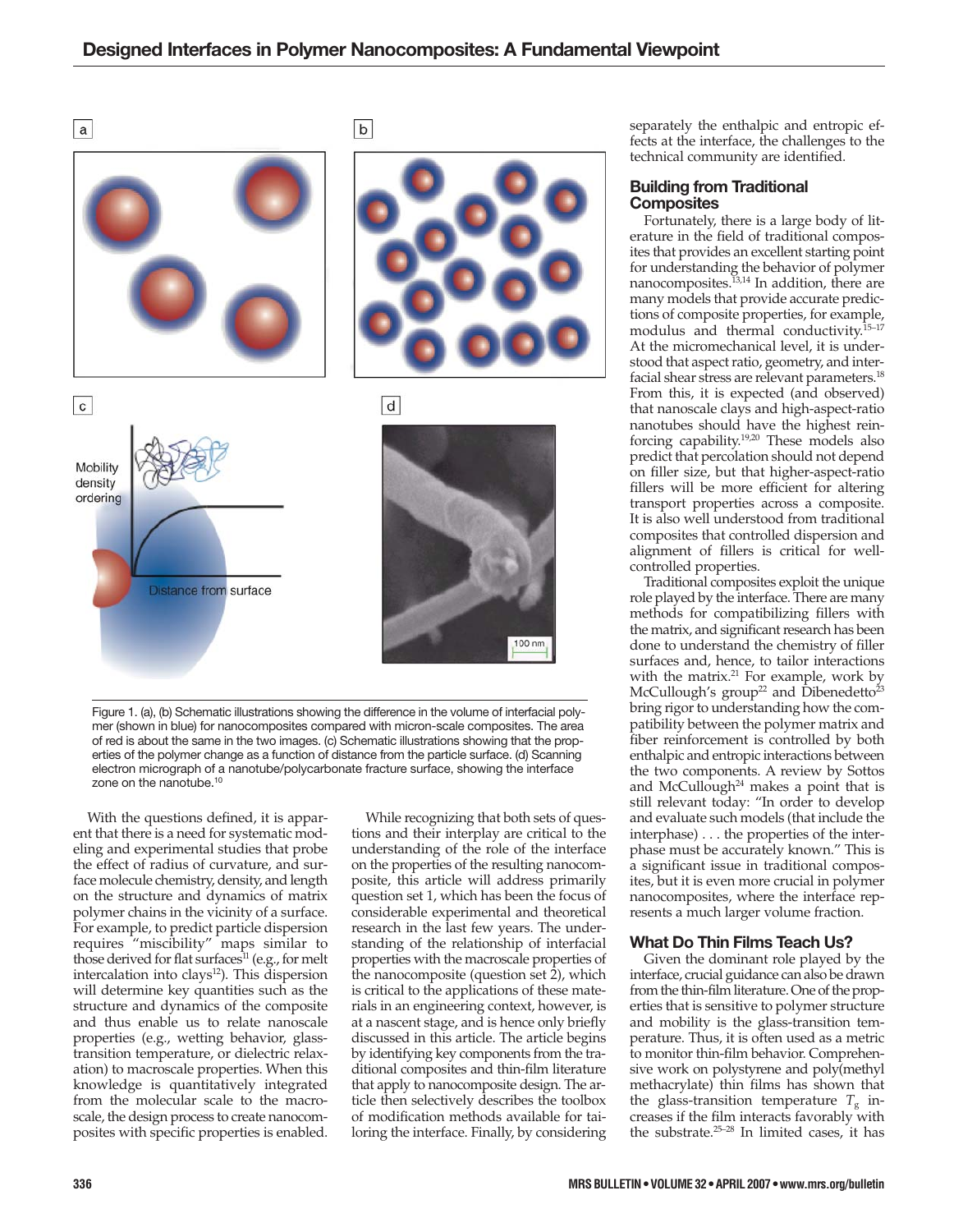Figure 1. (a), (b) Schematic illustrations showing the difference in the volume of interfacial polymer (shown in blue) for nanocomposites compared with micron-scale composites. The area of red is about the same in the two images. (c) Schematic illustrations showing that the properties of the polymer change as a function of distance from the particle surface. (d) Scanning electron micrograph of a nanotube/polycarbonate fracture surface, showing the interface zone on the nanotube.[10]

With the questions defined, it is apparent that there is a need for systematic modeling and experimental studies that probe the effect of radius of curvature, and surface molecule chemistry, density, and length on the structure and dynamics of matrix polymer chains in the vicinity of a surface. For example, to predict particle dispersion requires "miscibility" maps similar to those derived for flat surfaces[11] (e.g., for melt intercalation into clays[12]). This dispersion will determine key quantities such as the structure and dynamics of the composite and thus enable us to relate nanoscale properties (e.g., wetting behavior, glass-transition temperature, or dielectric relaxation) to macroscale properties. When this knowledge is quantitatively integrated from the molecular scale to the macroscale, the design process to create nanocomposites with specific properties is enabled.

While recognizing that both sets of questions and their interplay are critical to the understanding of the role of the interface on the properties of the resulting nanocomposite, this article will address primarily question set 1, which has been the focus of considerable experimental and theoretical research in the last few years. The understanding of the relationship of interfacial properties with the macroscale properties of the nanocomposite (question set 2), which is critical to the applications of these materials in an engineering context, however, is at a nascent stage, and is hence only briefly discussed in this article. The article begins by identifying key components from the traditional composites and thin-film literature that apply to nanocomposite design. The article then selectively describes the toolbox of modification methods available for tailoring the interface. Finally, by considering separately the enthalpic and entropic effects at the interface, the challenges to the technical community are identified.

## Building from Traditional Composites

Fortunately, there is a large body of literature in the field of traditional composites that provides an excellent starting point for understanding the behavior of polymer nanocomposites.[13,14] In addition, there are many models that provide accurate predictions of composite properties, for example, modulus and thermal conductivity.[15–17] At the micromechanical level, it is understood that aspect ratio, geometry, and interfacial shear stress are relevant parameters.[18] From this, it is expected (and observed) that nanoscale clays and high-aspect-ratio nanotubes should have the highest reinforcing capability.[19,20] These models also predict that percolation should not depend on filler size, but that higher-aspect-ratio fillers will be more efficient for altering transport properties across a composite. It is also well understood from traditional composites that controlled dispersion and alignment of fillers is critical for well-controlled properties.

Traditional composites exploit the unique role played by the interface. There are many methods for compatibilizing fillers with the matrix, and significant research has been done to understand the chemistry of filler surfaces and, hence, to tailor interactions with the matrix.[21] For example, work by McCullough's group[22] and Dibenedetto[23] bring rigor to understanding how the compatibility between the polymer matrix and fiber reinforcement is controlled by both enthalpic and entropic interactions between the two components. A review by Sottos and McCullough[24] makes a point that is still relevant today: "In order to develop and evaluate such models (that include the interphase) . . . the properties of the interphase must be accurately known." This is a significant issue in traditional composites, but it is even more crucial in polymer nanocomposites, where the interface represents a much larger volume fraction.

## What Do Thin Films Teach Us?

Given the dominant role played by the interface, crucial guidance can also be drawn from the thin-film literature. One of the properties that is sensitive to polymer structure and mobility is the glass-transition temperature. Thus, it is often used as a metric to monitor thin-film behavior. Comprehensive work on polystyrene and poly(methyl methacrylate) thin films has shown that the glass-transition temperature $T_g$ increases if the film interacts favorably with the substrate.[25–28] In limited cases, it has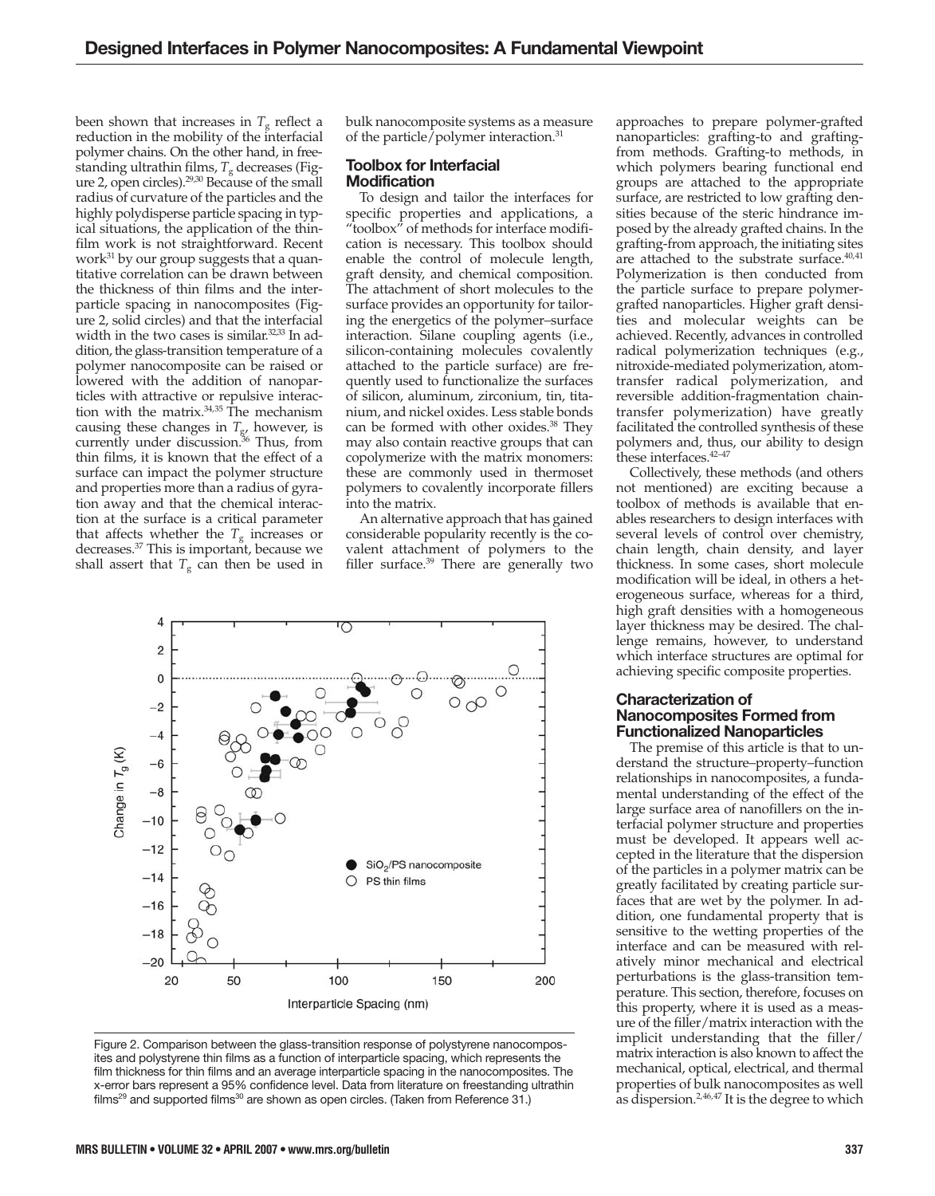been shown that increases in $T_g$ reflect a reduction in the mobility of the interfacial polymer chains. On the other hand, in freestanding ultrathin films, $T_g$ decreases (Figure 2, open circles).[29,30] Because of the small radius of curvature of the particles and the highly polydisperse particle spacing in typical situations, the application of the thin-film work is not straightforward. Recent work[31] by our group suggests that a quantitative correlation can be drawn between the thickness of thin films and the interparticle spacing in nanocomposites (Figure 2, solid circles) and that the interfacial width in the two cases is similar.[32,33] In addition, the glass-transition temperature of a polymer nanocomposite can be raised or lowered with the addition of nanoparticles with attractive or repulsive interaction with the matrix.[34,35] The mechanism causing these changes in $T_g$, however, is currently under discussion.[36] Thus, from thin films, it is known that the effect of a surface can impact the polymer structure and properties more than a radius of gyration away and that the chemical interaction at the surface is a critical parameter that affects whether the $T_g$ increases or decreases.[37] This is important, because we shall assert that $T_g$ can then be used in bulk nanocomposite systems as a measure of the particle/polymer interaction.[31]

## Toolbox for Interfacial Modification

To design and tailor the interfaces for specific properties and applications, a "toolbox" of methods for interface modification is necessary. This toolbox should enable the control of molecule length, graft density, and chemical composition. The attachment of short molecules to the surface provides an opportunity for tailoring the energetics of the polymer–surface interaction. Silane coupling agents (i.e., silicon-containing molecules covalently attached to the particle surface) are frequently used to functionalize the surfaces of silicon, aluminum, zirconium, tin, titanium, and nickel oxides. Less stable bonds can be formed with other oxides.[38] They may also contain reactive groups that can copolymerize with the matrix monomers: these are commonly used in thermoset polymers to covalently incorporate fillers into the matrix.

An alternative approach that has gained considerable popularity recently is the covalent attachment of polymers to the filler surface.[39] There are generally two approaches to prepare polymer-grafted nanoparticles: grafting-to and grafting-from methods. Grafting-to methods, in which polymers bearing functional end groups are attached to the appropriate surface, are restricted to low grafting densities because of the steric hindrance imposed by the already grafted chains. In the grafting-from approach, the initiating sites are attached to the substrate surface.[40,41] Polymerization is then conducted from the particle surface to prepare polymer-grafted nanoparticles. Higher graft densities and molecular weights can be achieved. Recently, advances in controlled radical polymerization techniques (e.g., nitroxide-mediated polymerization, atom-transfer radical polymerization, and reversible addition-fragmentation chain-transfer polymerization) have greatly facilitated the controlled synthesis of these polymers and, thus, our ability to design these interfaces.[42–47]

Collectively, these methods (and others not mentioned) are exciting because a toolbox of methods is available that enables researchers to design interfaces with several levels of control over chemistry, chain length, chain density, and layer thickness. In some cases, short molecule modification will be ideal, in others a heterogeneous surface, whereas for a third, high graft densities with a homogeneous layer thickness may be desired. The challenge remains, however, to understand which interface structures are optimal for achieving specific composite properties.

## Characterization of Nanocomposites Formed from Functionalized Nanoparticles

The premise of this article is that to understand the structure–property–function relationships in nanocomposites, a fundamental understanding of the effect of the large surface area of nanofillers on the interfacial polymer structure and properties must be developed. It appears well accepted in the literature that the dispersion of the particles in a polymer matrix can be greatly facilitated by creating particle surfaces that are wet by the polymer. In addition, one fundamental property that is sensitive to the wetting properties of the interface and can be measured with relatively minor mechanical and electrical perturbations is the glass-transition temperature. This section, therefore, focuses on this property, where it is used as a measure of the filler/matrix interaction with the implicit understanding that the filler/matrix interaction is also known to affect the mechanical, optical, electrical, and thermal properties of bulk nanocomposites as well as dispersion.[2,46,47] It is the degree to which

Change in $T_g$ (K)
Interparticle Spacing (nm)
SiO$_2$/PS nanocomposite
PS thin films

Figure 2. Comparison between the glass-transition response of polystyrene nanocomposites and polystyrene thin films as a function of interparticle spacing, which represents the film thickness for thin films and an average interparticle spacing in the nanocomposites. The x-error bars represent a 95% confidence level. Data from literature on freestanding ultrathin films[29] and supported films[30] are shown as open circles. (Taken from Reference 31.)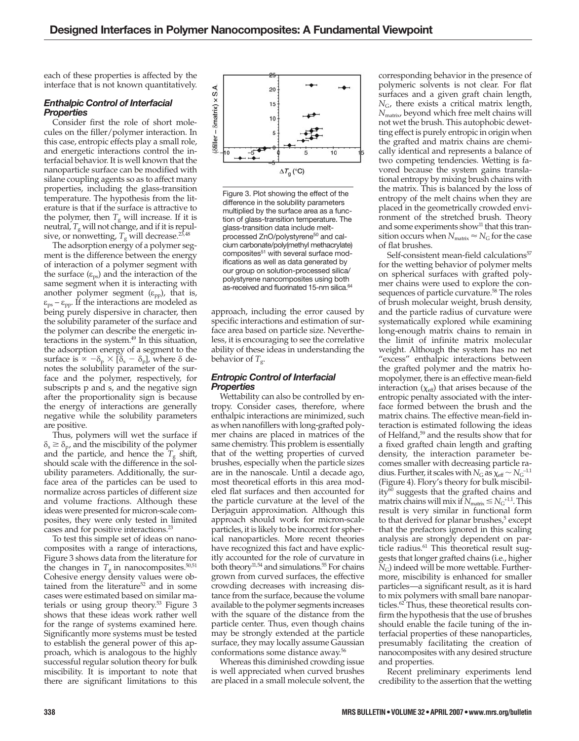each of these properties is affected by the interface that is not known quantitatively.

### *Enthalpic Control of Interfacial Properties*

Consider first the role of short molecules on the filler/polymer interaction. In this case, entropic effects play a small role, and energetic interactions control the interfacial behavior. It is well known that the nanoparticle surface can be modified with silane coupling agents so as to affect many properties, including the glass-transition temperature. The hypothesis from the literature is that if the surface is attractive to the polymer, then $T_g$ will increase. If it is neutral, $T_g$ will not change, and if it is repulsive, or nonwetting, $T_g$ will decrease.[23,48]

The adsorption energy of a polymer segment is the difference between the energy of interaction of a polymer segment with the surface ($\varepsilon_{ps}$) and the interaction of the same segment when it is interacting with another polymer segment ($\varepsilon_{pp}$), that is, $\varepsilon_{ps} - \varepsilon_{pp}$. If the interactions are modeled as being purely dispersive in character, then the solubility parameter of the surface and the polymer can describe the energetic interactions in the system.[49] In this situation, the adsorption energy of a segment to the surface is $\propto -\delta_p \times [\delta_s - \delta_p]$, where $\delta$ denotes the solubility parameter of the surface and the polymer, respectively, for subscripts p and s, and the negative sign after the proportionality sign is because the energy of interactions are generally negative while the solubility parameters are positive.

Thus, polymers will wet the surface if $\delta_s \geq \delta_p$, and the miscibility of the polymer and the particle, and hence the $T_g$ shift, should scale with the difference in the solubility parameters. Additionally, the surface area of the particles can be used to normalize across particles of different size and volume fractions. Although these ideas were presented for micron-scale composites, they were only tested in limited cases and for positive interactions.[23]

To test this simple set of ideas on nanocomposites with a range of interactions, Figure 3 shows data from the literature for the changes in $T_g$ in nanocomposites.[50,51] Cohesive energy density values were obtained from the literature[52] and in some cases were estimated based on similar materials or using group theory.[53] Figure 3 shows that these ideas work rather well for the range of systems examined here. Significantly more systems must be tested to establish the general power of this approach, which is analogous to the highly successful regular solution theory for bulk miscibility. It is important to note that there are significant limitations to this approach, including the error caused by specific interactions and estimation of surface area based on particle size. Nevertheless, it is encouraging to see the correlative ability of these ideas in understanding the behavior of $T_g$.

Figure 3. Plot showing the effect of the difference in the solubility parameters multiplied by the surface area as a function of glass-transition temperature. The glass-transition data include melt-processed ZnO/polystyrene[50] and calcium carbonate/poly(methyl methacrylate) composites[51] with several surface modifications as well as data generated by our group on solution-processed silica/polystyrene nanocomposites using both as-received and fluorinated 15-nm silica.[64]

### *Entropic Control of Interfacial Properties*

Wettability can also be controlled by entropy. Consider cases, therefore, where enthalpic interactions are minimized, such as when nanofillers with long-grafted polymer chains are placed in matrices of the same chemistry. This problem is essentially that of the wetting properties of curved brushes, especially when the particle sizes are in the nanoscale. Until a decade ago, most theoretical efforts in this area modeled flat surfaces and then accounted for the particle curvature at the level of the Derjaguin approximation. Although this approach should work for micron-scale particles, it is likely to be incorrect for spherical nanoparticles. More recent theories have recognized this fact and have explicitly accounted for the role of curvature in both theory[11,54] and simulations.[55] For chains grown from curved surfaces, the effective crowding decreases with increasing distance from the surface, because the volume available to the polymer segments increases with the square of the distance from the particle center. Thus, even though chains may be strongly extended at the particle surface, they may locally assume Gaussian conformations some distance away.[56]

Whereas this diminished crowding issue is well appreciated when curved brushes are placed in a small molecule solvent, the corresponding behavior in the presence of polymeric solvents is not clear. For flat surfaces and a given graft chain length, $N_G$, there exists a critical matrix length, $N_{matrix}$, beyond which free melt chains will not wet the brush. This autophobic dewetting effect is purely entropic in origin when the grafted and matrix chains are chemically identical and represents a balance of two competing tendencies. Wetting is favored because the system gains translational entropy by mixing brush chains with the matrix. This is balanced by the loss of entropy of the melt chains when they are placed in the geometrically crowded environment of the stretched brush. Theory and some experiments show[11] that this transition occurs when $N_{matrix} \approx N_G$ for the case of flat brushes.

Self-consistent mean-field calculations[57] for the wetting behavior of polymer melts on spherical surfaces with grafted polymer chains were used to explore the consequences of particle curvature.[58] The roles of brush molecular weight, brush density, and the particle radius of curvature were systematically explored while examining long-enough matrix chains to remain in the limit of infinite matrix molecular weight. Although the system has no net "excess" enthalpic interactions between the grafted polymer and the matrix homopolymer, there is an effective mean-field interaction ($\chi_{eff}$) that arises because of the entropic penalty associated with the interface formed between the brush and the matrix chains. The effective mean-field interaction is estimated following the ideas of Helfand,[59] and the results show that for a fixed grafted chain length and grafting density, the interaction parameter becomes smaller with decreasing particle radius. Further, it scales with $N_G$ as $\chi_{eff} \sim N_G^{-1.1}$ (Figure 4). Flory's theory for bulk miscibility[60] suggests that the grafted chains and matrix chains will mix if $N_{matrix} \leq N_G^{+1.1}$. This result is very similar in functional form to that derived for planar brushes,[5] except that the prefactors ignored in this scaling analysis are strongly dependent on particle radius.[61] This theoretical result suggests that longer grafted chains (i.e., higher $N_G$) indeed will be more wettable. Furthermore, miscibility is enhanced for smaller particles—a significant result, as it is hard to mix polymers with small bare nanoparticles.[62] Thus, these theoretical results confirm the hypothesis that the use of brushes should enable the facile tuning of the interfacial properties of these nanoparticles, presumably facilitating the creation of nanocomposites with any desired structure and properties.

Recent preliminary experiments lend credibility to the assertion that the wetting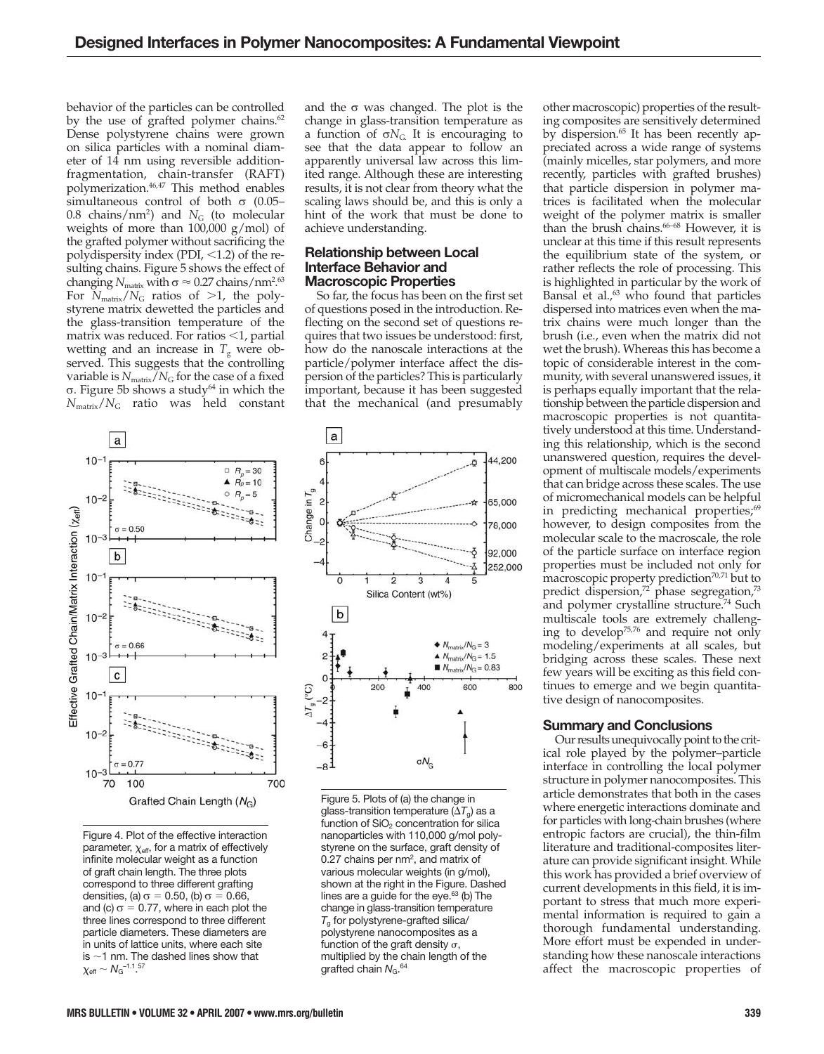behavior of the particles can be controlled by the use of grafted polymer chains.[62] Dense polystyrene chains were grown on silica particles with a nominal diameter of 14 nm using reversible addition-fragmentation, chain-transfer (RAFT) polymerization.[46,47] This method enables simultaneous control of both σ (0.05–0.8 chains/nm$^2$) and $N_G$ (to molecular weights of more than 100,000 g/mol) of the grafted polymer without sacrificing the polydispersity index (PDI, <1.2) of the resulting chains. Figure 5 shows the effect of changing $N_{matrix}$ with $\sigma \approx 0.27$ chains/nm$^2$.[63] For $N_{matrix}/N_G$ ratios of >1, the polystyrene matrix dewetted the particles and the glass-transition temperature of the matrix was reduced. For ratios <1, partial wetting and an increase in $T_g$ were observed. This suggests that the controlling variable is $N_{matrix}/N_G$ for the case of a fixed σ. Figure 5b shows a study[64] in which the $N_{matrix}/N_G$ ratio was held constant and the σ was changed. The plot is the change in glass-transition temperature as a function of $\sigma N_G$. It is encouraging to see that the data appear to follow an apparently universal law across this limited range. Although these are interesting results, it is not clear from theory what the scaling laws should be, and this is only a hint of the work that must be done to achieve understanding.

Figure 4. Plot of the effective interaction parameter, $\chi_{eff}$, for a matrix of effectively infinite molecular weight as a function of graft chain length. The three plots correspond to three different grafting densities, (a) σ = 0.50, (b) σ = 0.66, and (c) σ = 0.77, where in each plot the three lines correspond to three different particle diameters. These diameters are in units of lattice units, where each site is ~1 nm. The dashed lines show that $\chi_{eff} \sim N_G^{-1.1}$.[57]

Figure 5. Plots of (a) the change in glass-transition temperature ($\Delta T_g$) as a function of $SiO_2$ concentration for silica nanoparticles with 110,000 g/mol polystyrene on the surface, graft density of 0.27 chains per nm$^2$, and matrix of various molecular weights (in g/mol), shown at the right in the Figure. Dashed lines are a guide for the eye.[63] (b) The change in glass-transition temperature $T_g$ for polystyrene-grafted silica/polystyrene nanocomposites as a function of the graft density σ, multiplied by the chain length of the grafted chain $N_G$.[64]

## Relationship between Local Interface Behavior and Macroscopic Properties

So far, the focus has been on the first set of questions posed in the introduction. Reflecting on the second set of questions requires that two issues be understood: first, how do the nanoscale interactions at the particle/polymer interface affect the dispersion of the particles? This is particularly important, because it has been suggested that the mechanical (and presumably other macroscopic) properties of the resulting composites are sensitively determined by dispersion.[65] It has been recently appreciated across a wide range of systems (mainly micelles, star polymers, and more recently, particles with grafted brushes) that particle dispersion in polymer matrices is facilitated when the molecular weight of the polymer matrix is smaller than the brush chains.[66–68] However, it is unclear at this time if this result represents the equilibrium state of the system, or rather reflects the role of processing. This is highlighted in particular by the work of Bansal et al.,[63] who found that particles dispersed into matrices even when the matrix chains were much longer than the brush (i.e., even when the matrix did not wet the brush). Whereas this has become a topic of considerable interest in the community, with several unanswered issues, it is perhaps equally important that the relationship between the particle dispersion and macroscopic properties is not quantitatively understood at this time. Understanding this relationship, which is the second unanswered question, requires the development of multiscale models/experiments that can bridge across these scales. The use of micromechanical models can be helpful in predicting mechanical properties;[69] however, to design composites from the molecular scale to the macroscale, the role of the particle surface on interface region properties must be included not only for macroscopic property prediction[70,71] but to predict dispersion,[72] phase segregation,[73] and polymer crystalline structure.[74] Such multiscale tools are extremely challenging to develop[75,76] and require not only modeling/experiments at all scales, but bridging across these scales. These next few years will be exciting as this field continues to emerge and we begin quantitative design of nanocomposites.

## Summary and Conclusions

Our results unequivocally point to the critical role played by the polymer–particle interface in controlling the local polymer structure in polymer nanocomposites. This article demonstrates that both in the cases where energetic interactions dominate and for particles with long-chain brushes (where entropic factors are crucial), the thin-film literature and traditional-composites literature can provide significant insight. While this work has provided a brief overview of current developments in this field, it is important to stress that much more experimental information is required to gain a thorough fundamental understanding. More effort must be expended in understanding how these nanoscale interactions affect the macroscopic properties of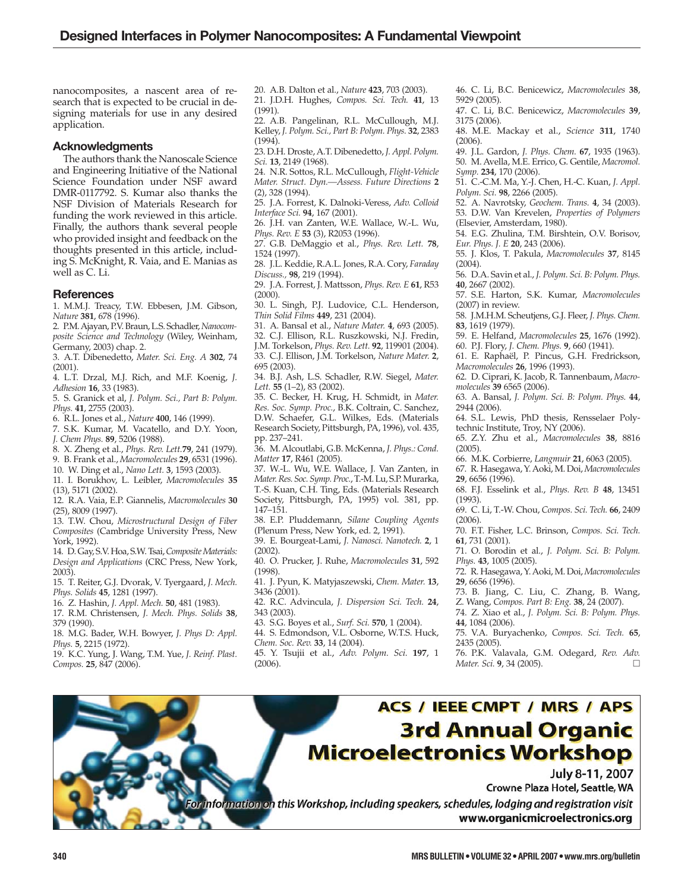nanocomposites, a nascent area of research that is expected to be crucial in designing materials for use in any desired application.

## Acknowledgments

The authors thank the Nanoscale Science and Engineering Initiative of the National Science Foundation under NSF award DMR-0117792. S. Kumar also thanks the NSF Division of Materials Research for funding the work reviewed in this article. Finally, the authors thank several people who provided insight and feedback on the thoughts presented in this article, including S. McKnight, R. Vaia, and E. Manias as well as C. Li.

## References

1. M.M.J. Treacy, T.W. Ebbesen, J.M. Gibson, *Nature* **381**, 678 (1996).
2. P.M. Ajayan, P.V. Braun, L.S. Schadler, *Nanocomposite Science and Technology* (Wiley, Weinham, Germany, 2003) chap. 2.
3. A.T. Dibenedetto, *Mater. Sci. Eng. A* **302**, 74 (2001).
4. L.T. Drzal, M.J. Rich, and M.F. Koenig, *J. Adhesion* **16**, 33 (1983).
5. S. Granick et al, *J. Polym. Sci., Part B: Polym. Phys.* **41**, 2755 (2003).
6. R.L. Jones et al., *Nature* **400**, 146 (1999).
7. S.K. Kumar, M. Vacatello, and D.Y. Yoon, *J. Chem Phys.* **89**, 5206 (1988).
8. X. Zheng et al., *Phys. Rev. Lett.***79**, 241 (1979).
9. B. Frank et al., *Macromolecules* **29**, 6531 (1996).
10. W. Ding et al., *Nano Lett.* **3**, 1593 (2003).
11. I. Borukhov, L. Leibler, *Macromolecules* **35** (13), 5171 (2002).
12. R.A. Vaia, E.P. Giannelis, *Macromolecules* **30** (25), 8009 (1997).
13. T.W. Chou, *Microstructural Design of Fiber Composites* (Cambridge University Press, New York, 1992).
14. D. Gay, S.V. Hoa, S.W. Tsai, *Composite Materials: Design and Applications* (CRC Press, New York, 2003).
15. T. Reiter, G.J. Dvorak, V. Tyergaard, *J. Mech. Phys. Solids* **45**, 1281 (1997).
16. Z. Hashin, *J. Appl. Mech.* **50**, 481 (1983).
17. R.M. Christensen, *J. Mech. Phys. Solids* **38**, 379 (1990).
18. M.G. Bader, W.H. Bowyer, *J. Phys D: Appl. Phys.* **5**, 2215 (1972).
19. K.C. Yung, J. Wang, J.M. Yue, *J. Reinf. Plast. Compos.* **25**, 847 (2006).
20. A.B. Dalton et al., *Nature* **423**, 703 (2003).
21. J.D.H. Hughes, *Compos. Sci. Tech.* **41**, 13 (1991).
22. A.B. Pangelinan, R.L. McCullough, M.J. Kelley, *J. Polym. Sci., Part B: Polym. Phys.* **32**, 2383 (1994).
23. D.H. Droste, A.T. Dibenedetto, *J. Appl. Polym. Sci.* **13**, 2149 (1968).
24. N.R. Sottos, R.L. McCullough, *Flight-Vehicle Mater. Struct. Dyn.—Assess. Future Directions* **2** (2), 328 (1994).
25. J.A. Forrest, K. Dalnoki-Veress, *Adv. Colloid Interface Sci.* **94**, 167 (2001).
26. J.H. van Zanten, W.E. Wallace, W.-L. Wu, *Phys. Rev. E* **53** (3), R2053 (1996).
27. G.B. DeMaggio et al., *Phys. Rev. Lett.* **78**, 1524 (1997).
28. J.L. Keddie, R.A.L. Jones, R.A. Cory, *Faraday Discuss.,* **98**, 219 (1994).
29. J.A. Forrest, J. Mattsson, *Phys. Rev. E* **61**, R53 (2000).
30. L. Singh, P.J. Ludovice, C.L. Henderson, *Thin Solid Films* **449**, 231 (2004).
31. A. Bansal et al., *Nature Mater.* **4**, 693 (2005).
32. C.J. Ellison, R.L. Ruszkowski, N.J. Fredin, J.M. Torkelson, *Phys. Rev. Lett.* **92**, 119901 (2004).
33. C.J. Ellison, J.M. Torkelson, *Nature Mater.* **2**, 695 (2003).
34. B.J. Ash, L.S. Schadler, R.W. Siegel, *Mater. Lett.* **55** (1–2), 83 (2002).
35. C. Becker, H. Krug, H. Schmidt, in *Mater. Res. Soc. Symp. Proc.*, B.K. Coltrain, C. Sanchez, D.W. Schaefer, G.L. Wilkes, Eds. (Materials Research Society, Pittsburgh, PA, 1996), vol. 435, pp. 237–241.
36. M. Alcoutlabi, G.B. McKenna, *J. Phys.: Cond. Matter* **17**, R461 (2005).
37. W.-L. Wu, W.E. Wallace, J. Van Zanten, in *Mater. Res. Soc. Symp. Proc.*, T.-M. Lu, S.P. Murarka, T.-S. Kuan, C.H. Ting, Eds. (Materials Research Society, Pittsburgh, PA, 1995) vol. 381, pp. 147–151.
38. E.P. Pluddemann, *Silane Coupling Agents* (Plenum Press, New York, ed. 2, 1991).
39. E. Bourgeat-Lami, *J. Nanosci. Nanotech.* **2**, 1 (2002).
40. O. Prucker, J. Ruhe, *Macromolecules* **31**, 592 (1998).
41. J. Pyun, K. Matyjaszewski, *Chem. Mater.* **13**, 3436 (2001).
42. R.C. Advincula, *J. Dispersion Sci. Tech.* **24**, 343 (2003).
43. S.G. Boyes et al., *Surf. Sci.* **570**, 1 (2004).
44. S. Edmondson, V.L. Osborne, W.T.S. Huck, *Chem. Soc. Rev.* **33**, 14 (2004).
45. Y. Tsujii et al., *Adv. Polym. Sci.* **197**, 1 (2006).
46. C. Li, B.C. Benicewicz, *Macromolecules* **38**, 5929 (2005).
47. C. Li, B.C. Benicewicz, *Macromolecules* **39**, 3175 (2006).
48. M.E. Mackay et al., *Science* **311**, 1740 (2006).
49. J.L. Gardon, *J. Phys. Chem.* **67**, 1935 (1963).
50. M. Avella, M.E. Errico, G. Gentile, *Macromol. Symp.* **234**, 170 (2006).
51. C.-C.M. Ma, Y.-J. Chen, H.-C. Kuan, *J. Appl. Polym. Sci.* **98**, 2266 (2005).
52. A. Navrotsky, *Geochem. Trans.* **4**, 34 (2003).
53. D.W. Van Krevelen, *Properties of Polymers* (Elsevier, Amsterdam, 1980).
54. E.G. Zhulina, T.M. Birshtein, O.V. Borisov, *Eur. Phys. J. E* **20**, 243 (2006).
55. J. Klos, T. Pakula, *Macromolecules* **37**, 8145 (2004).
56. D.A. Savin et al., *J. Polym. Sci. B: Polym. Phys.* **40**, 2667 (2002).
57. S.E. Harton, S.K. Kumar, *Macromolecules* (2007) in review.
58. J.M.H.M. Scheutjens, G.J. Fleer, *J. Phys. Chem.* **83**, 1619 (1979).
59. E. Helfand, *Macromolecules* **25**, 1676 (1992).
60. P.J. Flory, *J. Chem. Phys.* **9**, 660 (1941).
61. E. Raphaël, P. Pincus, G.H. Fredrickson, *Macromolecules* **26**, 1996 (1993).
62. D. Ciprari, K. Jacob, R. Tannenbaum, *Macromolecules* **39** 6565 (2006).
63. A. Bansal, *J. Polym. Sci. B: Polym. Phys.* **44**, 2944 (2006).
64. S.L. Lewis, PhD thesis, Rensselaer Polytechnic Institute, Troy, NY (2006).
65. Z.Y. Zhu et al., *Macromolecules* **38**, 8816 (2005).
66. M.K. Corbierre, *Langmuir* **21**, 6063 (2005).
67. R. Hasegawa, Y. Aoki, M. Doi, *Macromolecules* **29**, 6656 (1996).
68. F.J. Esselink et al., *Phys. Rev. B* **48**, 13451 (1993).
69. C. Li, T.-W. Chou, *Compos. Sci. Tech.* **66**, 2409 (2006).
70. F.T. Fisher, L.C. Brinson, *Compos. Sci. Tech.* **61**, 731 (2001).
71. O. Borodin et al., *J. Polym. Sci. B: Polym. Phys.* **43**, 1005 (2005).
72. R. Hasegawa, Y. Aoki, M. Doi, *Macromolecules* **29**, 6656 (1996).
73. B. Jiang, C. Liu, C. Zhang, B. Wang, Z. Wang, *Compos. Part B: Eng.* **38**, 24 (2007).
74. Z. Xiao et al., *J. Polym. Sci. B: Polym. Phys.* **44**, 1084 (2006).
75. V.A. Buryachenko, *Compos. Sci. Tech.* **65**, 2435 (2005).
76. P.K. Valavala, G.M. Odegard, *Rev. Adv. Mater. Sci.* **9**, 34 (2005).

**ACS / IEEE CMPT / MRS / APS**

**3rd Annual Organic Microelectronics Workshop**

July 8-11, 2007

Crowne Plaza Hotel, Seattle, WA

*For information on this Workshop, including speakers, schedules, lodging and registration visit* **www.organicmicroelectronics.org**